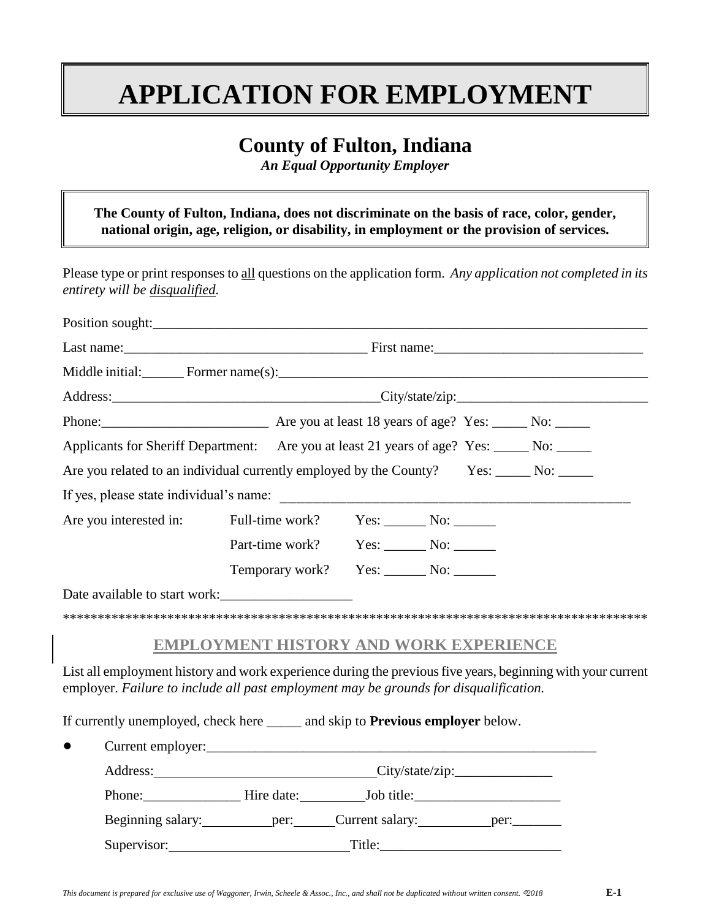# APPLICATION FOR EMPLOYMENT

## County of Fulton, Indiana

*An Equal Opportunity Employer*

**The County of Fulton, Indiana, does not discriminate on the basis of race, color, gender, national origin, age, religion, or disability, in employment or the provision of services.**

Please type or print responses to all questions on the application form. *Any application not completed in its entirety will be disqualified.*

Position sought:\_\_\_\_\_\_\_\_\_\_\_\_\_\_\_\_\_\_\_\_\_\_\_\_\_\_\_\_\_\_\_\_\_\_\_\_\_\_\_\_\_\_\_\_\_\_\_\_\_\_\_\_\_\_\_\_\_\_\_\_\_\_\_\_\_\_\_\_\_\_

Last name:\_\_\_\_\_\_\_\_\_\_\_\_\_\_\_\_\_\_\_\_\_\_\_\_\_\_\_\_\_\_\_\_\_\_\_ First name:\_\_\_\_\_\_\_\_\_\_\_\_\_\_\_\_\_\_\_\_\_\_\_\_\_\_\_\_\_\_

Middle initial:\_\_\_\_\_\_ Former name(s):\_\_\_\_\_\_\_\_\_\_\_\_\_\_\_\_\_\_\_\_\_\_\_\_\_\_\_\_\_\_\_\_\_\_\_\_\_\_\_\_\_\_\_\_\_\_\_\_\_\_\_\_\_\_

Address:\_\_\_\_\_\_\_\_\_\_\_\_\_\_\_\_\_\_\_\_\_\_\_\_\_\_\_\_\_\_\_\_\_\_\_\_\_\_\_City/state/zip:\_\_\_\_\_\_\_\_\_\_\_\_\_\_\_\_\_\_\_\_\_\_\_\_\_\_\_\_

Phone:\_\_\_\_\_\_\_\_\_\_\_\_\_\_\_\_\_\_\_\_\_\_\_\_ Are you at least 18 years of age? Yes: \_\_\_\_\_ No: \_\_\_\_\_

Applicants for Sheriff Department: Are you at least 21 years of age? Yes: \_\_\_\_\_ No: \_\_\_\_\_

Are you related to an individual currently employed by the County? Yes: \_\_\_\_\_ No: \_\_\_\_\_

If yes, please state individual's name: \_\_\_\_\_\_\_\_\_\_\_\_\_\_\_\_\_\_\_\_\_\_\_\_\_\_\_\_\_\_\_\_\_\_\_\_\_\_\_\_\_\_\_\_\_\_\_\_\_\_\_\_

Are you interested in:
- Full-time work? Yes: \_\_\_\_\_\_ No: \_\_\_\_\_\_
- Part-time work? Yes: \_\_\_\_\_\_ No: \_\_\_\_\_\_
- Temporary work? Yes: \_\_\_\_\_\_ No: \_\_\_\_\_\_

Date available to start work:\_\_\_\_\_\_\_\_\_\_\_\_\_\_\_\_\_\_\_

\*\*\*\*\*\*\*\*\*\*\*\*\*\*\*\*\*\*\*\*\*\*\*\*\*\*\*\*\*\*\*\*\*\*\*\*\*\*\*\*\*\*\*\*\*\*\*\*\*\*\*\*\*\*\*\*\*\*\*\*\*\*\*\*\*\*\*\*\*\*\*\*\*\*\*\*\*\*\*\*\*\*\*\*

## EMPLOYMENT HISTORY AND WORK EXPERIENCE

List all employment history and work experience during the previous five years, beginning with your current employer. *Failure to include all past employment may be grounds for disqualification.*

If currently unemployed, check here \_\_\_\_\_ and skip to **Previous employer** below.

- Current employer:\_\_\_\_\_\_\_\_\_\_\_\_\_\_\_\_\_\_\_\_\_\_\_\_\_\_\_\_\_\_\_\_\_\_\_\_\_\_\_\_\_\_\_\_\_\_\_\_\_\_\_\_\_\_\_\_\_\_

  Address:\_\_\_\_\_\_\_\_\_\_\_\_\_\_\_\_\_\_\_\_\_\_\_\_\_\_\_\_\_\_\_\_City/state/zip:\_\_\_\_\_\_\_\_\_\_\_\_\_\_

  Phone:\_\_\_\_\_\_\_\_\_\_\_\_\_\_ Hire date:\_\_\_\_\_\_\_\_\_Job title:\_\_\_\_\_\_\_\_\_\_\_\_\_\_\_\_\_\_\_\_\_

  Beginning salary:\_\_\_\_\_\_\_\_\_\_per:\_\_\_\_\_\_Current salary:\_\_\_\_\_\_\_\_\_\_\_per:\_\_\_\_\_\_\_

  Supervisor:\_\_\_\_\_\_\_\_\_\_\_\_\_\_\_\_\_\_\_\_\_\_\_\_\_\_Title:\_\_\_\_\_\_\_\_\_\_\_\_\_\_\_\_\_\_\_\_\_\_\_\_\_\_

*This document is prepared for exclusive use of Waggoner, Irwin, Scheele & Assoc., Inc., and shall not be duplicated without written consent. ©2018*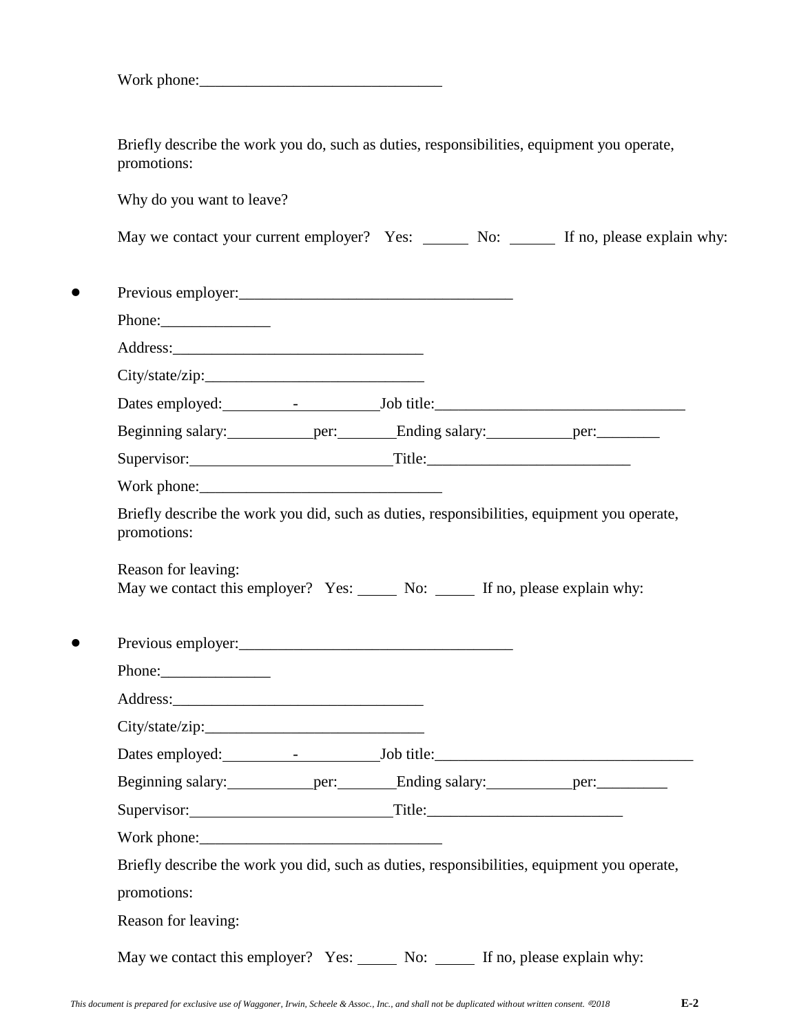Work phone:______________________________

Briefly describe the work you do, such as duties, responsibilities, equipment you operate, promotions:

Why do you want to leave?

May we contact your current employer? Yes: ______ No: ______ If no, please explain why:

- Previous employer:________________________________

  Phone:_____________

  Address:______________________________

  City/state/zip:__________________________

  Dates employed:_________-__________Job title:______________________________

  Beginning salary:___________per:_______Ending salary:___________per:________

  Supervisor:________________________Title:________________________

  Work phone:______________________________

  Briefly describe the work you did, such as duties, responsibilities, equipment you operate, promotions:

  Reason for leaving:
  May we contact this employer? Yes: _____ No: _____ If no, please explain why:

- Previous employer:________________________________

  Phone:_____________

  Address:______________________________

  City/state/zip:__________________________

  Dates employed:_________-__________Job title:______________________________

  Beginning salary:___________per:_______Ending salary:___________per:_________

  Supervisor:________________________Title:_______________________

  Work phone:______________________________

  Briefly describe the work you did, such as duties, responsibilities, equipment you operate,

  promotions:

  Reason for leaving:

  May we contact this employer? Yes: _____ No: _____ If no, please explain why:

*This document is prepared for exclusive use of Waggoner, Irwin, Scheele & Assoc., Inc., and shall not be duplicated without written consent. ©2018*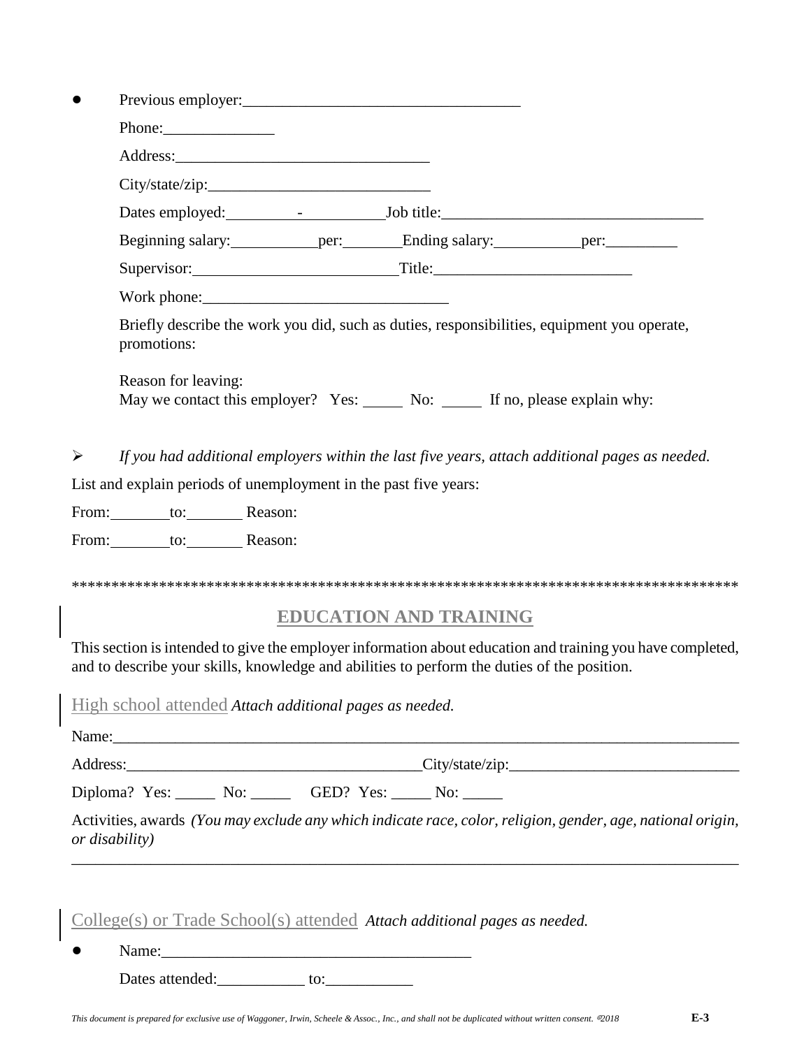- Previous employer:___________________________________

  Phone:______________

  Address:________________________________

  City/state/zip:___________________________

  Dates employed:_________-__________Job title:_________________________________

  Beginning salary:___________per:________Ending salary:___________per:_________

  Supervisor:__________________________Title:_________________________

  Work phone:_______________________________

  Briefly describe the work you did, such as duties, responsibilities, equipment you operate, promotions:

  Reason for leaving:
  May we contact this employer? Yes: _____ No: _____ If no, please explain why:

➢ *If you had additional employers within the last five years, attach additional pages as needed.*

List and explain periods of unemployment in the past five years:

From:________to:_______ Reason:

From:________to:_______ Reason:

************************************************************************************

## EDUCATION AND TRAINING

This section is intended to give the employer information about education and training you have completed, and to describe your skills, knowledge and abilities to perform the duties of the position.

### High school attended *Attach additional pages as needed.*

Name:_________________________________________________________________________________

Address:_____________________________________City/state/zip:_____________________________

Diploma? Yes: _____ No: _____ GED? Yes: _____ No: _____

Activities, awards *(You may exclude any which indicate race, color, religion, gender, age, national origin, or disability)*

_________________________________________________________________________________________

### College(s) or Trade School(s) attended *Attach additional pages as needed.*

- Name:_______________________________________

  Dates attended:___________ to:___________

*This document is prepared for exclusive use of Waggoner, Irwin, Scheele & Assoc., Inc., and shall not be duplicated without written consent. ©2018*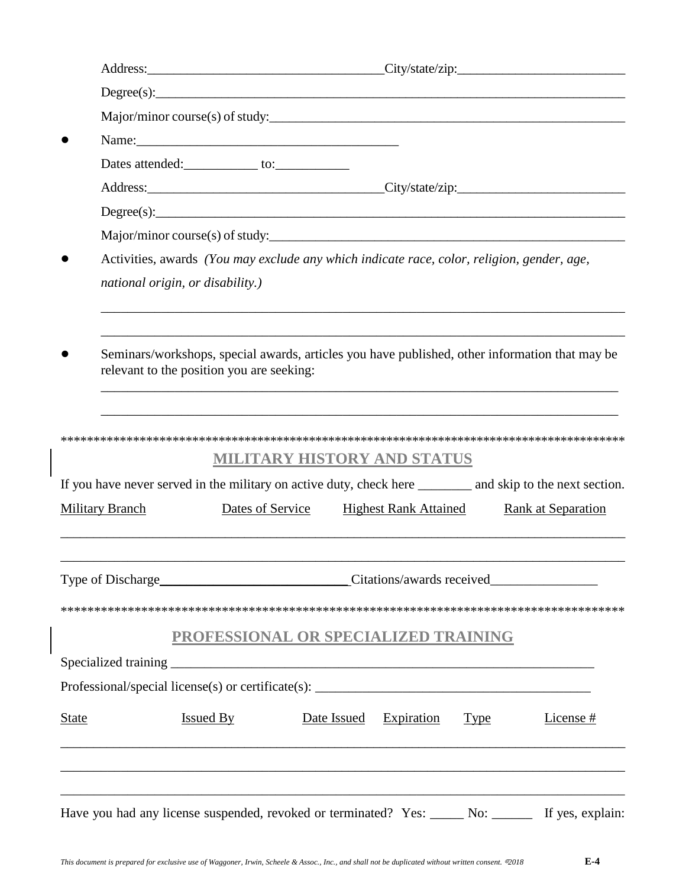Address:___________________________________City/state/zip:_________________________

Degree(s):___________________________________________________________________________

Major/minor course(s) of study:_______________________________________________________

- Name:_______________________________________

  Dates attended:___________ to:___________

  Address:___________________________________City/state/zip:_________________________

  Degree(s):___________________________________________________________________________

  Major/minor course(s) of study:_______________________________________________________

- Activities, awards *(You may exclude any which indicate race, color, religion, gender, age, national origin, or disability.)*

  ______________________________________________________________________________

  ______________________________________________________________________________

- Seminars/workshops, special awards, articles you have published, other information that may be relevant to the position you are seeking:

  ______________________________________________________________________________

  ______________________________________________________________________________

*************************************************************************************

## MILITARY HISTORY AND STATUS

If you have never served in the military on active duty, check here ________ and skip to the next section.

| Military Branch | Dates of Service | Highest Rank Attained | Rank at Separation |
|---|---|---|---|
| | | | |
| | | | |

Type of Discharge_____________________________Citations/awards received________________

*************************************************************************************

## PROFESSIONAL OR SPECIALIZED TRAINING

Specialized training _________________________________________________________________

Professional/special license(s) or certificate(s): ________________________________________

| State | Issued By | Date Issued | Expiration | Type | License # |
|---|---|---|---|---|---|
| | | | | | |
| | | | | | |
| | | | | | |

Have you had any license suspended, revoked or terminated? Yes: _____ No: ______ If yes, explain:

*This document is prepared for exclusive use of Waggoner, Irwin, Scheele & Assoc., Inc., and shall not be duplicated without written consent. ©2018*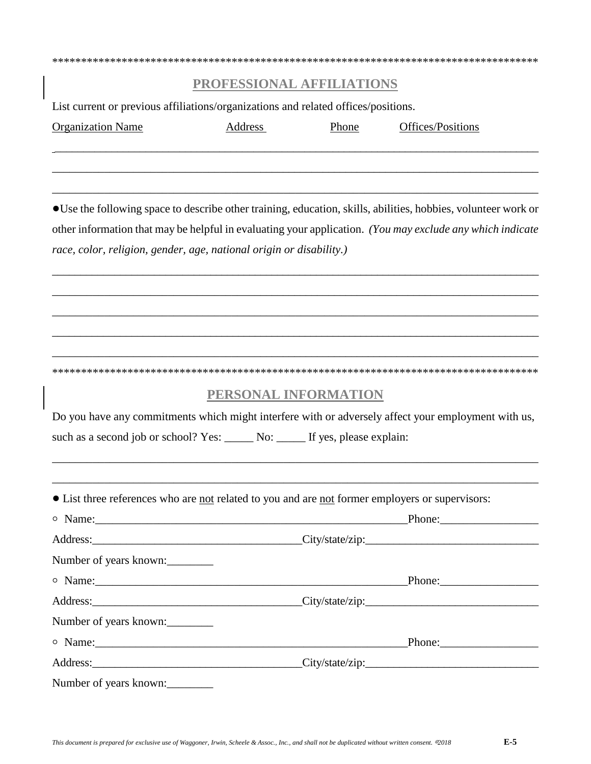************************************************************************************

## PROFESSIONAL AFFILIATIONS

List current or previous affiliations/organizations and related offices/positions.

Organization Name Address Phone Offices/Positions

_______________________________________________________________________________

_______________________________________________________________________________

_______________________________________________________________________________

● Use the following space to describe other training, education, skills, abilities, hobbies, volunteer work or other information that may be helpful in evaluating your application. *(You may exclude any which indicate race, color, religion, gender, age, national origin or disability.)*

_______________________________________________________________________________

_______________________________________________________________________________

_______________________________________________________________________________

_______________________________________________________________________________

_______________________________________________________________________________

************************************************************************************

## PERSONAL INFORMATION

Do you have any commitments which might interfere with or adversely affect your employment with us, such as a second job or school? Yes: _____ No: _____ If yes, please explain:

_______________________________________________________________________________

_______________________________________________________________________________

● List three references who are not related to you and are not former employers or supervisors:

○ Name:_________________________________________________Phone:_________________

Address:____________________________________City/state/zip:_____________________________

Number of years known:________

○ Name:_________________________________________________Phone:_________________

Address:____________________________________City/state/zip:_____________________________

Number of years known:________

○ Name:_________________________________________________Phone:_________________

Address:____________________________________City/state/zip:_____________________________

Number of years known:________

*This document is prepared for exclusive use of Waggoner, Irwin, Scheele & Assoc., Inc., and shall not be duplicated without written consent. ©2018*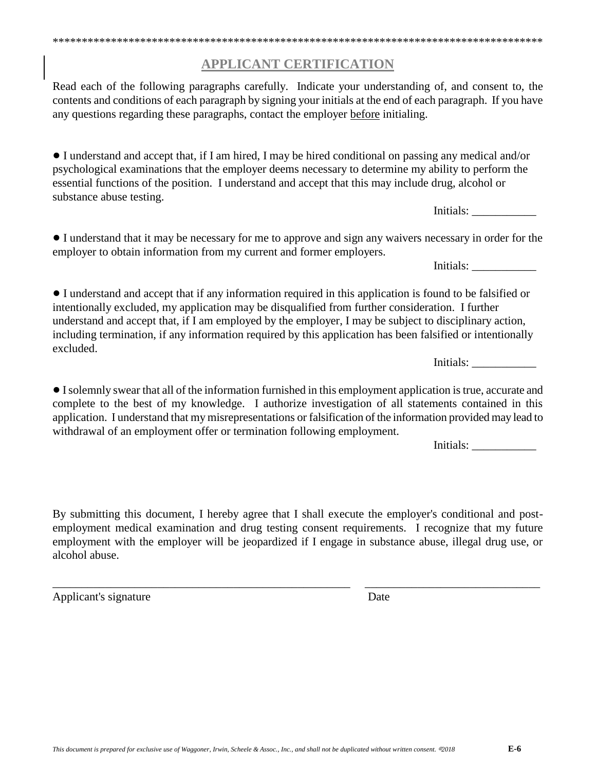*************************************************************************************

## APPLICANT CERTIFICATION

Read each of the following paragraphs carefully. Indicate your understanding of, and consent to, the contents and conditions of each paragraph by signing your initials at the end of each paragraph. If you have any questions regarding these paragraphs, contact the employer before initialing.

● I understand and accept that, if I am hired, I may be hired conditional on passing any medical and/or psychological examinations that the employer deems necessary to determine my ability to perform the essential functions of the position. I understand and accept that this may include drug, alcohol or substance abuse testing.

Initials: ___________

● I understand that it may be necessary for me to approve and sign any waivers necessary in order for the employer to obtain information from my current and former employers.

Initials: ___________

● I understand and accept that if any information required in this application is found to be falsified or intentionally excluded, my application may be disqualified from further consideration. I further understand and accept that, if I am employed by the employer, I may be subject to disciplinary action, including termination, if any information required by this application has been falsified or intentionally excluded.

Initials: ___________

● I solemnly swear that all of the information furnished in this employment application is true, accurate and complete to the best of my knowledge. I authorize investigation of all statements contained in this application. I understand that my misrepresentations or falsification of the information provided may lead to withdrawal of an employment offer or termination following employment.

Initials: ___________

By submitting this document, I hereby agree that I shall execute the employer's conditional and post-employment medical examination and drug testing consent requirements. I recognize that my future employment with the employer will be jeopardized if I engage in substance abuse, illegal drug use, or alcohol abuse.

_____________________________________________________ ______________________________

Applicant's signature Date

*This document is prepared for exclusive use of Waggoner, Irwin, Scheele & Assoc., Inc., and shall not be duplicated without written consent. ©2018*

**E-6**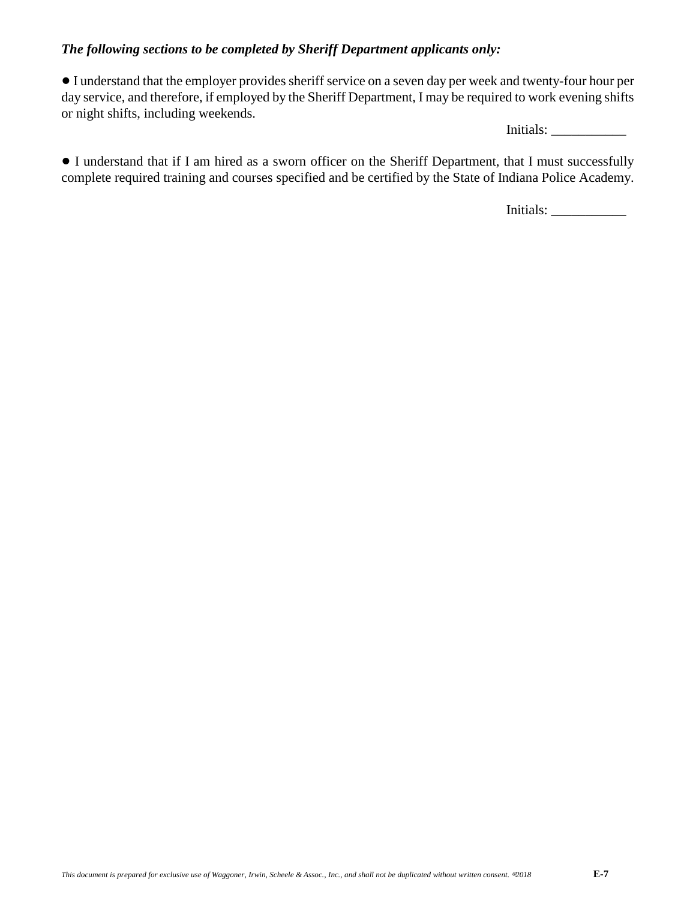***The following sections to be completed by Sheriff Department applicants only:***

● I understand that the employer provides sheriff service on a seven day per week and twenty-four hour per day service, and therefore, if employed by the Sheriff Department, I may be required to work evening shifts or night shifts, including weekends.

Initials: ___________

● I understand that if I am hired as a sworn officer on the Sheriff Department, that I must successfully complete required training and courses specified and be certified by the State of Indiana Police Academy.

Initials: ___________

*This document is prepared for exclusive use of Waggoner, Irwin, Scheele & Assoc., Inc., and shall not be duplicated without written consent. ©2018*